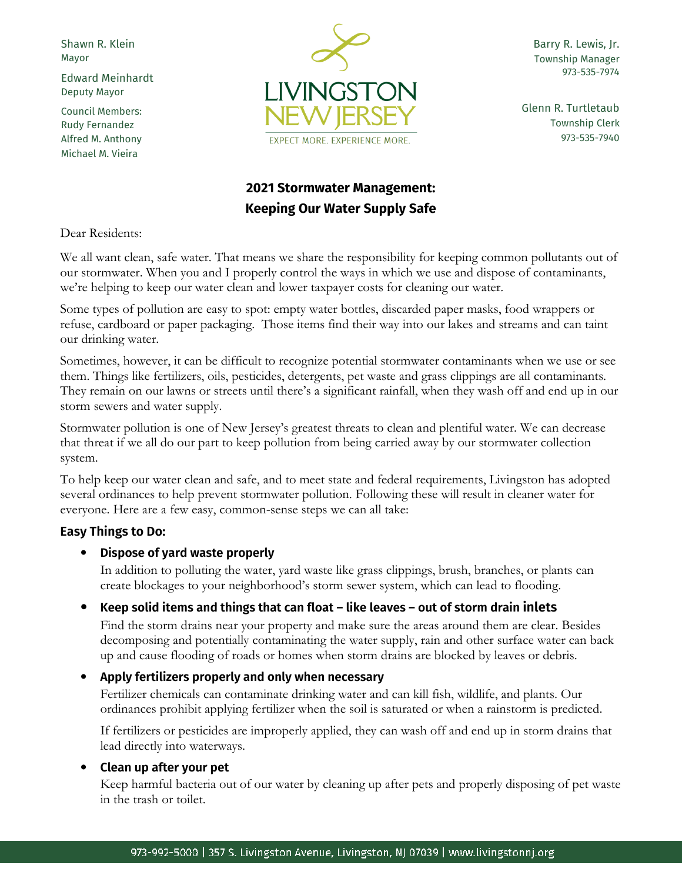Shawn R. Klein
Mayor

Edward Meinhardt
Deputy Mayor

Council Members:
Rudy Fernandez
Alfred M. Anthony
Michael M. Vieira

LIVINGSTON NEW JERSEY
EXPECT MORE. EXPERIENCE MORE.

Barry R. Lewis, Jr.
Township Manager
973-535-7974

Glenn R. Turtletaub
Township Clerk
973-535-7940

## 2021 Stormwater Management: Keeping Our Water Supply Safe

Dear Residents:

We all want clean, safe water. That means we share the responsibility for keeping common pollutants out of our stormwater. When you and I properly control the ways in which we use and dispose of contaminants, we're helping to keep our water clean and lower taxpayer costs for cleaning our water.

Some types of pollution are easy to spot: empty water bottles, discarded paper masks, food wrappers or refuse, cardboard or paper packaging. Those items find their way into our lakes and streams and can taint our drinking water.

Sometimes, however, it can be difficult to recognize potential stormwater contaminants when we use or see them. Things like fertilizers, oils, pesticides, detergents, pet waste and grass clippings are all contaminants. They remain on our lawns or streets until there's a significant rainfall, when they wash off and end up in our storm sewers and water supply.

Stormwater pollution is one of New Jersey's greatest threats to clean and plentiful water. We can decrease that threat if we all do our part to keep pollution from being carried away by our stormwater collection system.

To help keep our water clean and safe, and to meet state and federal requirements, Livingston has adopted several ordinances to help prevent stormwater pollution. Following these will result in cleaner water for everyone. Here are a few easy, common-sense steps we can all take:

### Easy Things to Do:

- **Dispose of yard waste properly**

  In addition to polluting the water, yard waste like grass clippings, brush, branches, or plants can create blockages to your neighborhood's storm sewer system, which can lead to flooding.

- **Keep solid items and things that can float – like leaves – out of storm drain inlets**

  Find the storm drains near your property and make sure the areas around them are clear. Besides decomposing and potentially contaminating the water supply, rain and other surface water can back up and cause flooding of roads or homes when storm drains are blocked by leaves or debris.

- **Apply fertilizers properly and only when necessary**

  Fertilizer chemicals can contaminate drinking water and can kill fish, wildlife, and plants. Our ordinances prohibit applying fertilizer when the soil is saturated or when a rainstorm is predicted.

  If fertilizers or pesticides are improperly applied, they can wash off and end up in storm drains that lead directly into waterways.

- **Clean up after your pet**

  Keep harmful bacteria out of our water by cleaning up after pets and properly disposing of pet waste in the trash or toilet.

973-992-5000 | 357 S. Livingston Avenue, Livingston, NJ 07039 | www.livingstonnj.org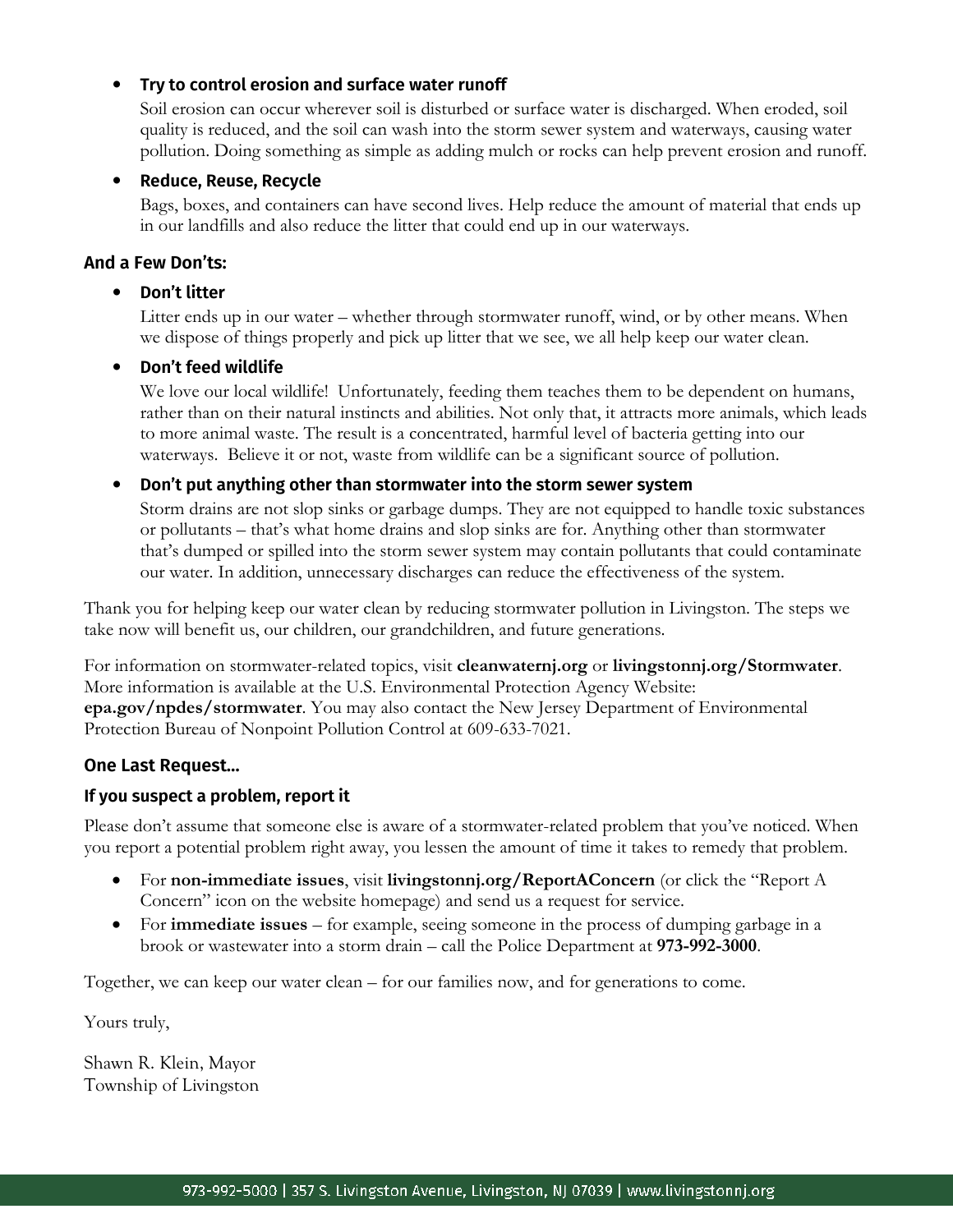- **Try to control erosion and surface water runoff**

  Soil erosion can occur wherever soil is disturbed or surface water is discharged. When eroded, soil quality is reduced, and the soil can wash into the storm sewer system and waterways, causing water pollution. Doing something as simple as adding mulch or rocks can help prevent erosion and runoff.

- **Reduce, Reuse, Recycle**

  Bags, boxes, and containers can have second lives. Help reduce the amount of material that ends up in our landfills and also reduce the litter that could end up in our waterways.

### And a Few Don'ts:

- **Don't litter**

  Litter ends up in our water – whether through stormwater runoff, wind, or by other means. When we dispose of things properly and pick up litter that we see, we all help keep our water clean.

- **Don't feed wildlife**

  We love our local wildlife! Unfortunately, feeding them teaches them to be dependent on humans, rather than on their natural instincts and abilities. Not only that, it attracts more animals, which leads to more animal waste. The result is a concentrated, harmful level of bacteria getting into our waterways. Believe it or not, waste from wildlife can be a significant source of pollution.

- **Don't put anything other than stormwater into the storm sewer system**

  Storm drains are not slop sinks or garbage dumps. They are not equipped to handle toxic substances or pollutants – that's what home drains and slop sinks are for. Anything other than stormwater that's dumped or spilled into the storm sewer system may contain pollutants that could contaminate our water. In addition, unnecessary discharges can reduce the effectiveness of the system.

Thank you for helping keep our water clean by reducing stormwater pollution in Livingston. The steps we take now will benefit us, our children, our grandchildren, and future generations.

For information on stormwater-related topics, visit **cleanwaternj.org** or **livingstonnj.org/Stormwater**. More information is available at the U.S. Environmental Protection Agency Website: **epa.gov/npdes/stormwater**. You may also contact the New Jersey Department of Environmental Protection Bureau of Nonpoint Pollution Control at 609-633-7021.

### One Last Request…

### If you suspect a problem, report it

Please don't assume that someone else is aware of a stormwater-related problem that you've noticed. When you report a potential problem right away, you lessen the amount of time it takes to remedy that problem.

- For **non-immediate issues**, visit **livingstonnj.org/ReportAConcern** (or click the "Report A Concern" icon on the website homepage) and send us a request for service.
- For **immediate issues** – for example, seeing someone in the process of dumping garbage in a brook or wastewater into a storm drain – call the Police Department at **973-992-3000**.

Together, we can keep our water clean – for our families now, and for generations to come.

Yours truly,

Shawn R. Klein, Mayor
Township of Livingston

973-992-5000 | 357 S. Livingston Avenue, Livingston, NJ 07039 | www.livingstonnj.org